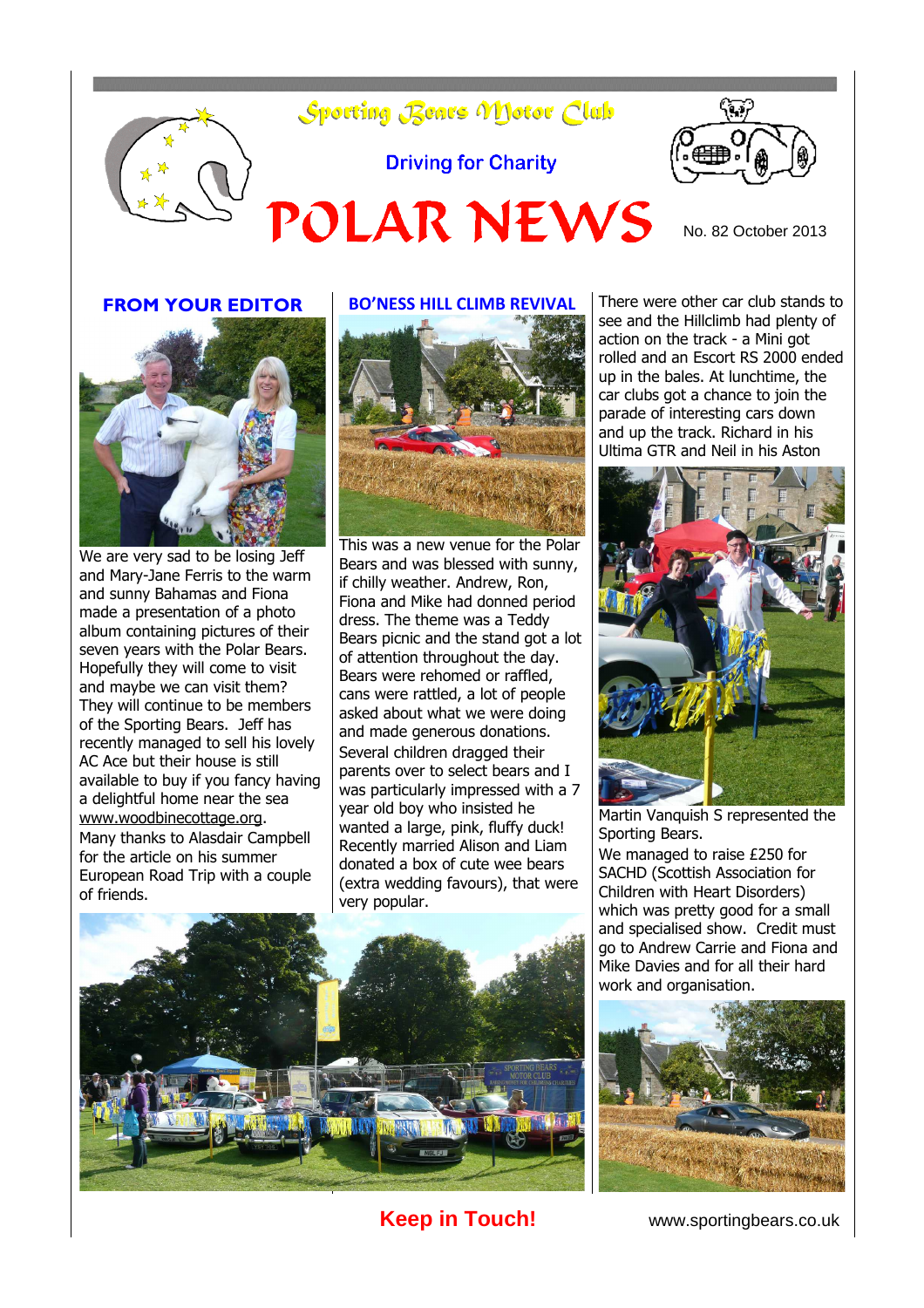# Sporting Bears Motor Club

Driving for Charity

# POLAR NEWS

No. 82 October 2013

## FROM YOUR EDITOR

We are very sad to be losing Jeff and Mary-Jane Ferris to the warm and sunny Bahamas and Fiona made a presentation of a photo album containing pictures of their seven years with the Polar Bears. Hopefully they will come to visit and maybe we can visit them? They will continue to be members of the Sporting Bears. Jeff has recently managed to sell his lovely AC Ace but their house is still available to buy if you fancy having a delightful home near the sea www.woodbinecottage.org.

Many thanks to Alasdair Campbell for the article on his summer European Road Trip with a couple of friends.

## BO'NESS HILL CLIMB REVIVAL

This was a new venue for the Polar Bears and was blessed with sunny, if chilly weather. Andrew, Ron, Fiona and Mike had donned period dress. The theme was a Teddy Bears picnic and the stand got a lot of attention throughout the day. Bears were rehomed or raffled, cans were rattled, a lot of people asked about what we were doing and made generous donations. Several children dragged their parents over to select bears and I was particularly impressed with a 7 year old boy who insisted he wanted a large, pink, fluffy duck! Recently married Alison and Liam donated a box of cute wee bears (extra wedding favours), that were very popular.

There were other car club stands to see and the Hillclimb had plenty of action on the track - a Mini got rolled and an Escort RS 2000 ended up in the bales. At lunchtime, the car clubs got a chance to join the parade of interesting cars down and up the track. Richard in his Ultima GTR and Neil in his Aston Martin Vanquish S represented the Sporting Bears.

We managed to raise £250 for SACHD (Scottish Association for Children with Heart Disorders) which was pretty good for a small and specialised show. Credit must go to Andrew Carrie and Fiona and Mike Davies and for all their hard work and organisation.

**Keep in Touch!**

www.sportingbears.co.uk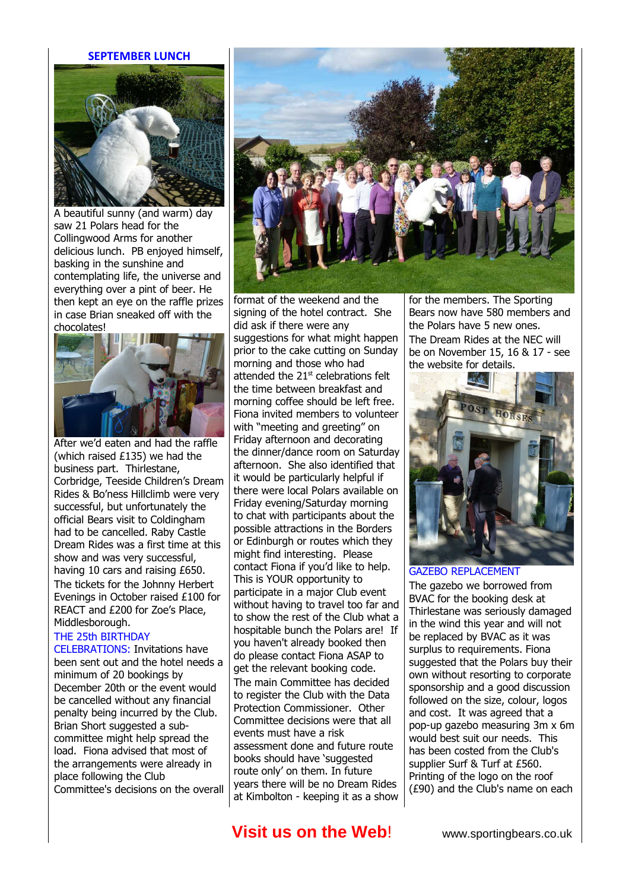## SEPTEMBER LUNCH

A beautiful sunny (and warm) day saw 21 Polars head for the Collingwood Arms for another delicious lunch. PB enjoyed himself, basking in the sunshine and contemplating life, the universe and everything over a pint of beer. He then kept an eye on the raffle prizes in case Brian sneaked off with the chocolates!

After we'd eaten and had the raffle (which raised £135) we had the business part. Thirlestane, Corbridge, Teeside Children's Dream Rides & Bo'ness Hillclimb were very successful, but unfortunately the official Bears visit to Coldingham had to be cancelled. Raby Castle Dream Rides was a first time at this show and was very successful, having 10 cars and raising £650.

The tickets for the Johnny Herbert Evenings in October raised £100 for REACT and £200 for Zoe's Place, Middlesborough.

**THE 25th BIRTHDAY CELEBRATIONS:** Invitations have been sent out and the hotel needs a minimum of 20 bookings by December 20th or the event would be cancelled without any financial penalty being incurred by the Club. Brian Short suggested a sub-committee might help spread the load. Fiona advised that most of the arrangements were already in place following the Club Committee's decisions on the overall format of the weekend and the signing of the hotel contract. She did ask if there were any suggestions for what might happen prior to the cake cutting on Sunday morning and those who had attended the 21st celebrations felt the time between breakfast and morning coffee should be left free. Fiona invited members to volunteer with "meeting and greeting" on Friday afternoon and decorating the dinner/dance room on Saturday afternoon. She also identified that it would be particularly helpful if there were local Polars available on Friday evening/Saturday morning to chat with participants about the possible attractions in the Borders or Edinburgh or routes which they might find interesting. Please contact Fiona if you'd like to help. This is YOUR opportunity to participate in a major Club event without having to travel too far and to show the rest of the Club what a hospitable bunch the Polars are! If you haven't already booked then do please contact Fiona ASAP to get the relevant booking code.

The main Committee has decided to register the Club with the Data Protection Commissioner. Other Committee decisions were that all events must have a risk assessment done and future route books should have 'suggested route only' on them. In future years there will be no Dream Rides at Kimbolton - keeping it as a show for the members. The Sporting Bears now have 580 members and the Polars have 5 new ones.

The Dream Rides at the NEC will be on November 15, 16 & 17 - see the website for details.

**GAZEBO REPLACEMENT**

The gazebo we borrowed from BVAC for the booking desk at Thirlestane was seriously damaged in the wind this year and will not be replaced by BVAC as it was surplus to requirements. Fiona suggested that the Polars buy their own without resorting to corporate sponsorship and a good discussion followed on the size, colour, logos and cost. It was agreed that a pop-up gazebo measuring 3m x 6m would best suit our needs. This has been costed from the Club's supplier Surf & Turf at £560. Printing of the logo on the roof (£90) and the Club's name on each

**Visit us on the Web!** www.sportingbears.co.uk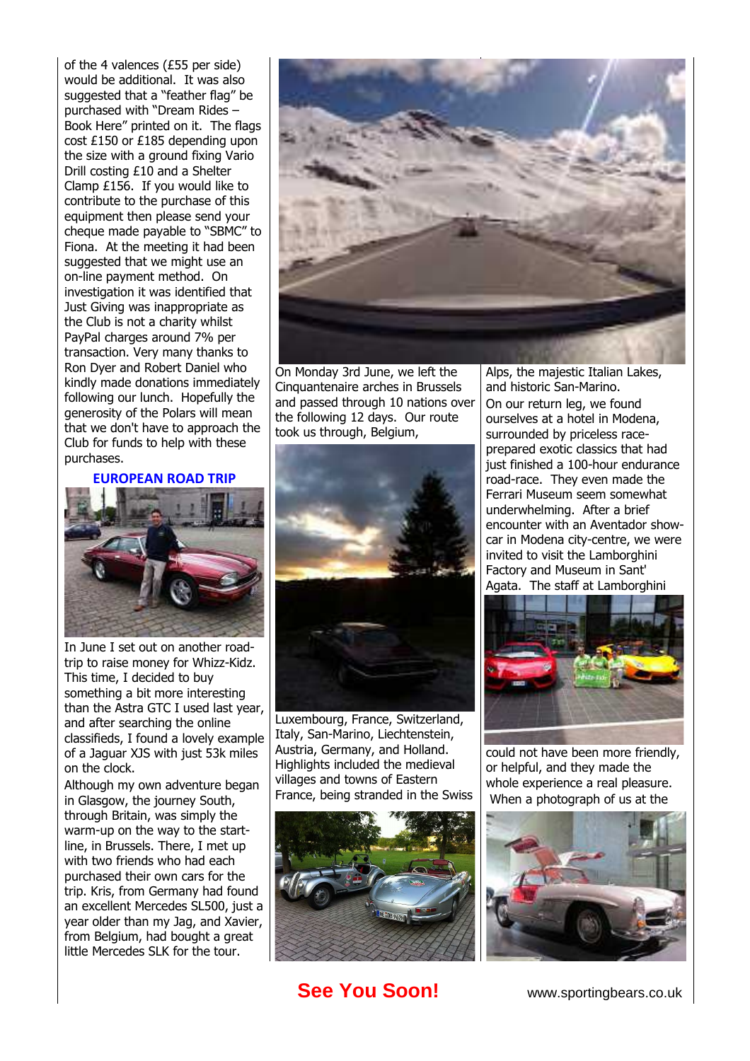of the 4 valences (£55 per side) would be additional. It was also suggested that a "feather flag" be purchased with "Dream Rides – Book Here" printed on it. The flags cost £150 or £185 depending upon the size with a ground fixing Vario Drill costing £10 and a Shelter Clamp £156. If you would like to contribute to the purchase of this equipment then please send your cheque made payable to "SBMC" to Fiona. At the meeting it had been suggested that we might use an on-line payment method. On investigation it was identified that Just Giving was inappropriate as the Club is not a charity whilst PayPal charges around 7% per transaction. Very many thanks to Ron Dyer and Robert Daniel who kindly made donations immediately following our lunch. Hopefully the generosity of the Polars will mean that we don't have to approach the Club for funds to help with these purchases.

## EUROPEAN ROAD TRIP

In June I set out on another road-trip to raise money for Whizz-Kidz. This time, I decided to buy something a bit more interesting than the Astra GTC I used last year, and after searching the online classifieds, I found a lovely example of a Jaguar XJS with just 53k miles on the clock.

Although my own adventure began in Glasgow, the journey South, through Britain, was simply the warm-up on the way to the start-line, in Brussels. There, I met up with two friends who had each purchased their own cars for the trip. Kris, from Germany had found an excellent Mercedes SL500, just a year older than my Jag, and Xavier, from Belgium, had bought a great little Mercedes SLK for the tour.

On Monday 3rd June, we left the Cinquantenaire arches in Brussels and passed through 10 nations over the following 12 days. Our route took us through, Belgium, Luxembourg, France, Switzerland, Italy, San-Marino, Liechtenstein, Austria, Germany, and Holland. Highlights included the medieval villages and towns of Eastern France, being stranded in the Swiss Alps, the majestic Italian Lakes, and historic San-Marino.

On our return leg, we found ourselves at a hotel in Modena, surrounded by priceless race-prepared exotic classics that had just finished a 100-hour endurance road-race. They even made the Ferrari Museum seem somewhat underwhelming. After a brief encounter with an Aventador show-car in Modena city-centre, we were invited to visit the Lamborghini Factory and Museum in Sant' Agata. The staff at Lamborghini could not have been more friendly, or helpful, and they made the whole experience a real pleasure. When a photograph of us at the

**See You Soon!**

www.sportingbears.co.uk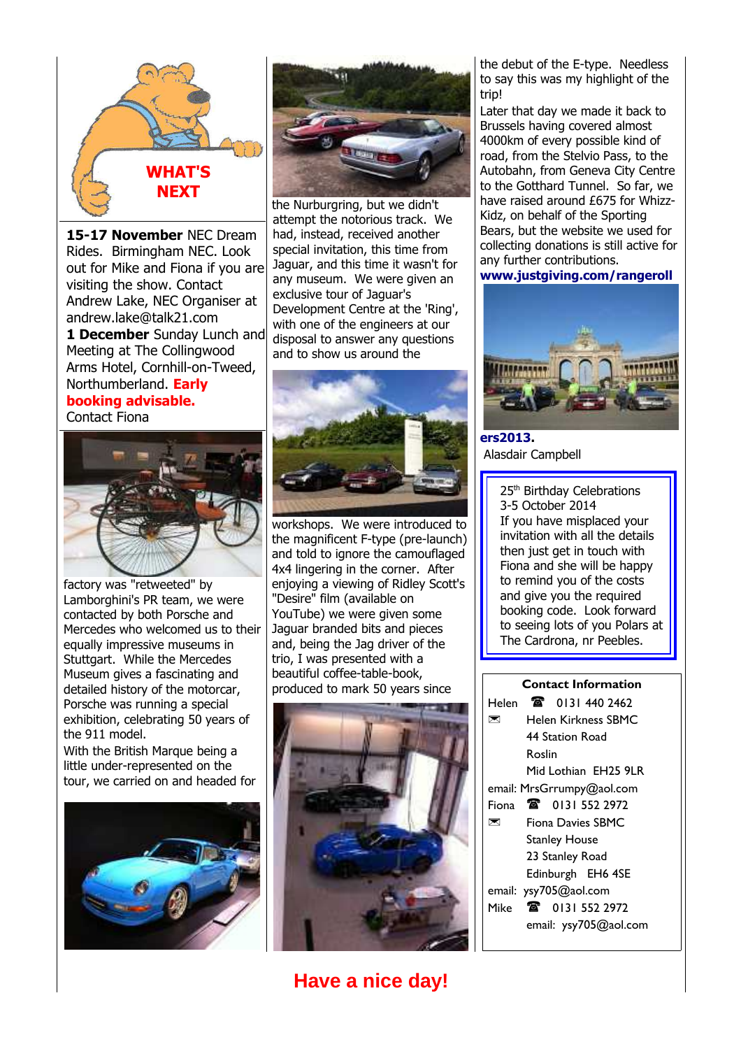## WHAT'S NEXT

**15-17 November** NEC Dream Rides. Birmingham NEC. Look out for Mike and Fiona if you are visiting the show. Contact Andrew Lake, NEC Organiser at andrew.lake@talk21.com

**1 December** Sunday Lunch and Meeting at The Collingwood Arms Hotel, Cornhill-on-Tweed, Northumberland. **Early booking advisable.** Contact Fiona

factory was "retweeted" by Lamborghini's PR team, we were contacted by both Porsche and Mercedes who welcomed us to their equally impressive museums in Stuttgart. While the Mercedes Museum gives a fascinating and detailed history of the motorcar, Porsche was running a special exhibition, celebrating 50 years of the 911 model.

With the British Marque being a little under-represented on the tour, we carried on and headed for the Nurburgring, but we didn't attempt the notorious track. We had, instead, received another special invitation, this time from Jaguar, and this time it wasn't for any museum. We were given an exclusive tour of Jaguar's Development Centre at the 'Ring', with one of the engineers at our disposal to answer any questions and to show us around the workshops. We were introduced to the magnificent F-type (pre-launch) and told to ignore the camouflaged 4x4 lingering in the corner. After enjoying a viewing of Ridley Scott's "Desire" film (available on YouTube) we were given some Jaguar branded bits and pieces and, being the Jag driver of the trio, I was presented with a beautiful coffee-table-book, produced to mark 50 years since the debut of the E-type. Needless to say this was my highlight of the trip!

Later that day we made it back to Brussels having covered almost 4000km of every possible kind of road, from the Stelvio Pass, to the Autobahn, from Geneva City Centre to the Gotthard Tunnel. So far, we have raised around £675 for Whizz-Kidz, on behalf of the Sporting Bears, but the website we used for collecting donations is still active for any further contributions.

**www.justgiving.com/rangeroll**

**ers2013.**

Alasdair Campbell

25th Birthday Celebrations
3-5 October 2014
If you have misplaced your invitation with all the details then just get in touch with Fiona and she will be happy to remind you of the costs and give you the required booking code. Look forward to seeing lots of you Polars at The Cardrona, nr Peebles.

**Contact Information**

Helen ☎ 0131 440 2462
✉ Helen Kirkness SBMC
44 Station Road
Roslin
Mid Lothian EH25 9LR
email: MrsGrrumpy@aol.com

Fiona ☎ 0131 552 2972
✉ Fiona Davies SBMC
Stanley House
23 Stanley Road
Edinburgh EH6 4SE
email: ysy705@aol.com

Mike ☎ 0131 552 2972
email: ysy705@aol.com

**Have a nice day!**